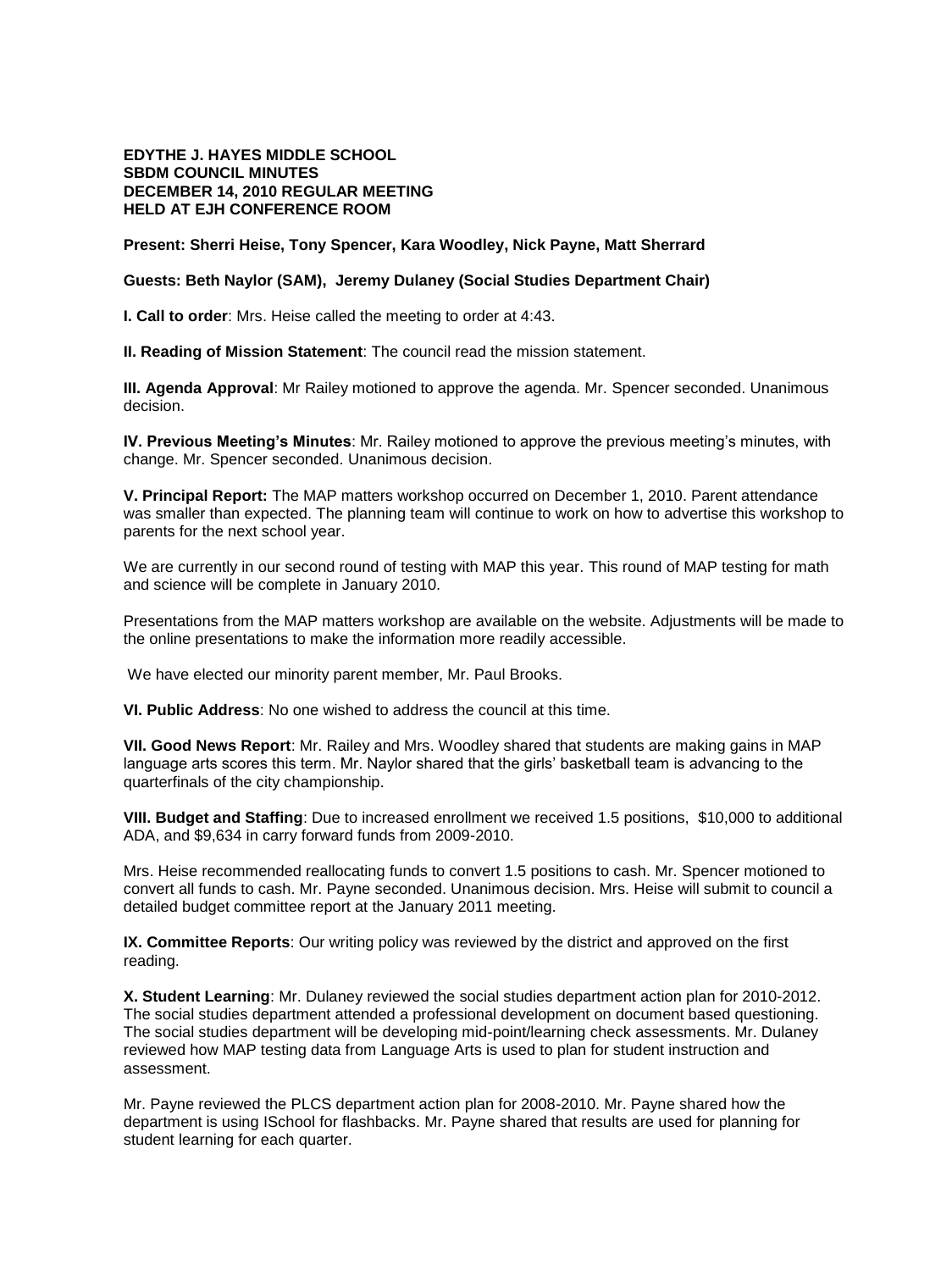**EDYTHE J. HAYES MIDDLE SCHOOL**
**SBDM COUNCIL MINUTES**
**DECEMBER 14, 2010 REGULAR MEETING**
**HELD AT EJH CONFERENCE ROOM**

**Present: Sherri Heise, Tony Spencer, Kara Woodley, Nick Payne, Matt Sherrard**

**Guests: Beth Naylor (SAM), Jeremy Dulaney (Social Studies Department Chair)**

**I. Call to order**: Mrs. Heise called the meeting to order at 4:43.

**II. Reading of Mission Statement**: The council read the mission statement.

**III. Agenda Approval**: Mr Railey motioned to approve the agenda. Mr. Spencer seconded. Unanimous decision.

**IV. Previous Meeting's Minutes**: Mr. Railey motioned to approve the previous meeting's minutes, with change. Mr. Spencer seconded. Unanimous decision.

**V. Principal Report:** The MAP matters workshop occurred on December 1, 2010. Parent attendance was smaller than expected. The planning team will continue to work on how to advertise this workshop to parents for the next school year.

We are currently in our second round of testing with MAP this year. This round of MAP testing for math and science will be complete in January 2010.

Presentations from the MAP matters workshop are available on the website. Adjustments will be made to the online presentations to make the information more readily accessible.

We have elected our minority parent member, Mr. Paul Brooks.

**VI. Public Address**: No one wished to address the council at this time.

**VII. Good News Report**: Mr. Railey and Mrs. Woodley shared that students are making gains in MAP language arts scores this term. Mr. Naylor shared that the girls' basketball team is advancing to the quarterfinals of the city championship.

**VIII. Budget and Staffing**: Due to increased enrollment we received 1.5 positions, $10,000 to additional ADA, and $9,634 in carry forward funds from 2009-2010.

Mrs. Heise recommended reallocating funds to convert 1.5 positions to cash. Mr. Spencer motioned to convert all funds to cash. Mr. Payne seconded. Unanimous decision. Mrs. Heise will submit to council a detailed budget committee report at the January 2011 meeting.

**IX. Committee Reports**: Our writing policy was reviewed by the district and approved on the first reading.

**X. Student Learning**: Mr. Dulaney reviewed the social studies department action plan for 2010-2012. The social studies department attended a professional development on document based questioning. The social studies department will be developing mid-point/learning check assessments. Mr. Dulaney reviewed how MAP testing data from Language Arts is used to plan for student instruction and assessment.

Mr. Payne reviewed the PLCS department action plan for 2008-2010. Mr. Payne shared how the department is using ISchool for flashbacks. Mr. Payne shared that results are used for planning for student learning for each quarter.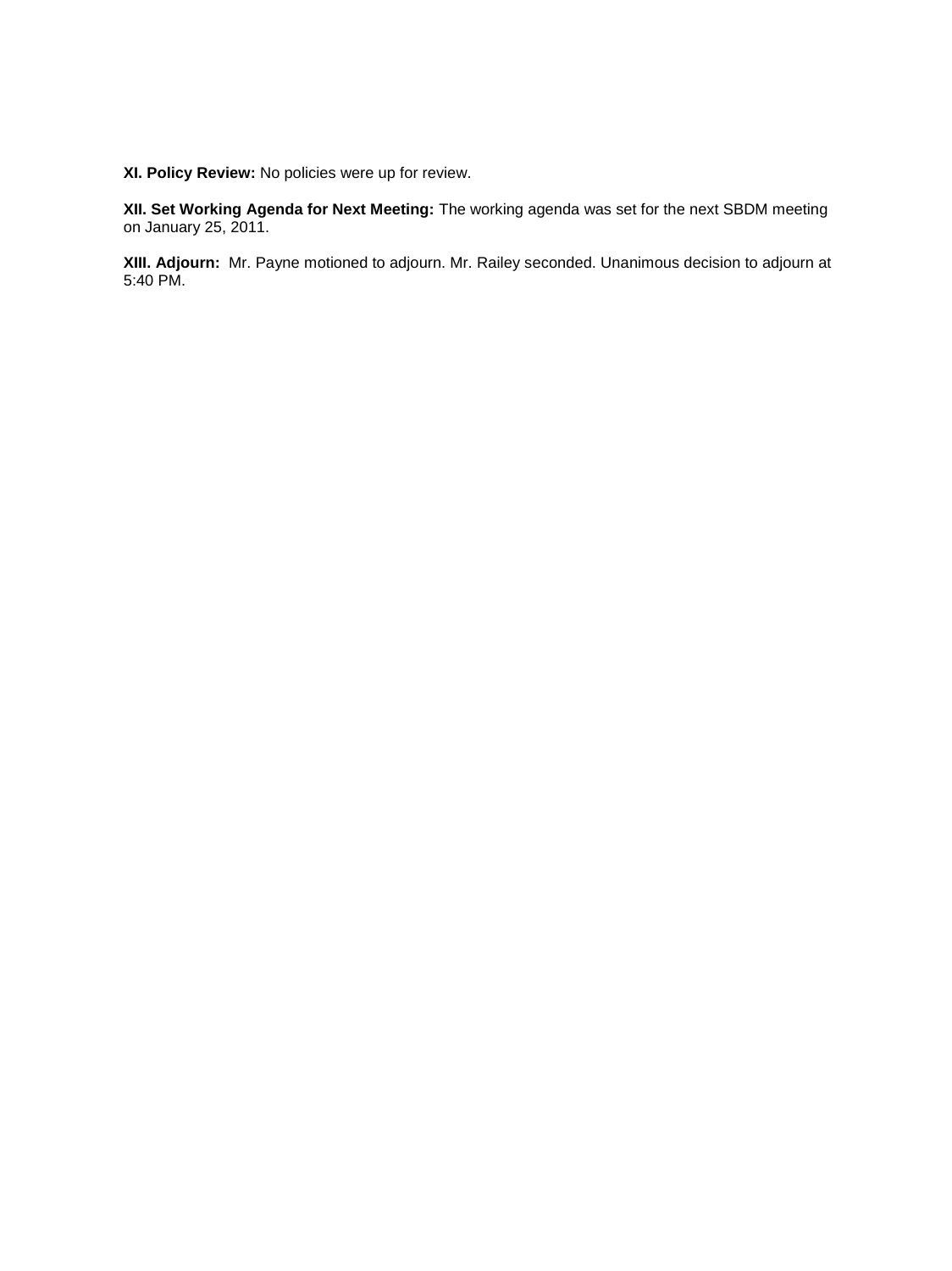**XI. Policy Review:** No policies were up for review.

**XII. Set Working Agenda for Next Meeting:** The working agenda was set for the next SBDM meeting on January 25, 2011.

**XIII. Adjourn:** Mr. Payne motioned to adjourn. Mr. Railey seconded. Unanimous decision to adjourn at 5:40 PM.